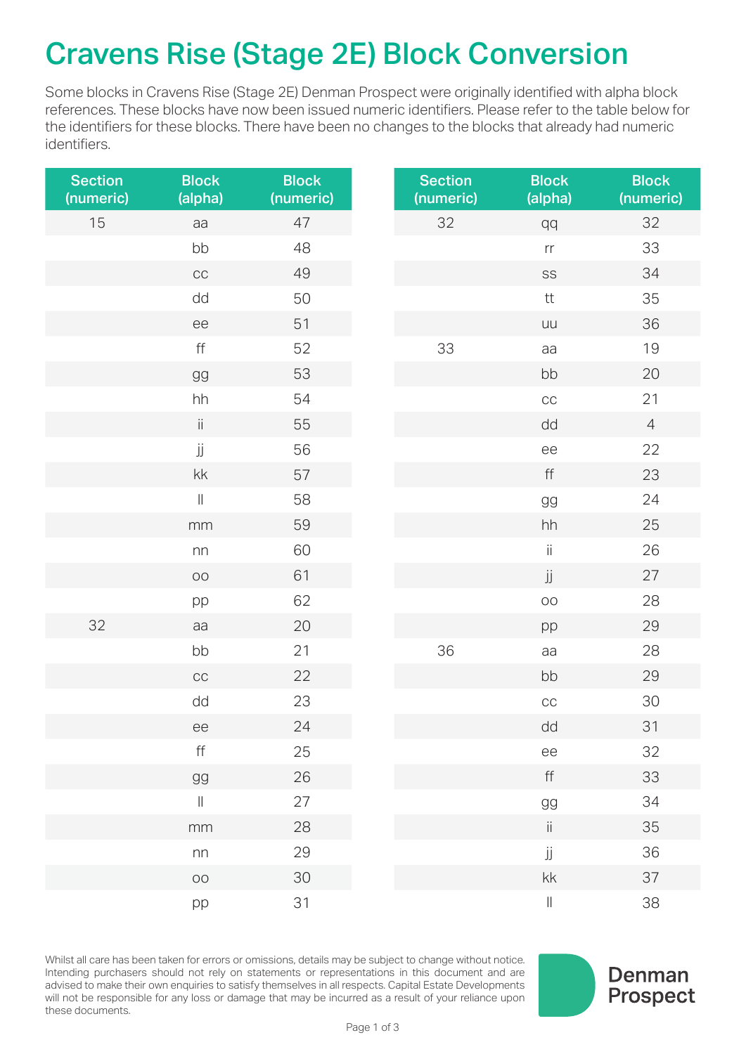# Cravens Rise (Stage 2E) Block Conversion

Some blocks in Cravens Rise (Stage 2E) Denman Prospect were originally identified with alpha block references. These blocks have now been issued numeric identifiers. Please refer to the table below for the identifiers for these blocks. There have been no changes to the blocks that already had numeric identifiers.

| Section (numeric) | Block (alpha) | Block (numeric) |
|---|---|---|
| 15 | aa | 47 |
| | bb | 48 |
| | cc | 49 |
| | dd | 50 |
| | ee | 51 |
| | ff | 52 |
| | gg | 53 |
| | hh | 54 |
| | ii | 55 |
| | jj | 56 |
| | kk | 57 |
| | ll | 58 |
| | mm | 59 |
| | nn | 60 |
| | oo | 61 |
| | pp | 62 |
| 32 | aa | 20 |
| | bb | 21 |
| | cc | 22 |
| | dd | 23 |
| | ee | 24 |
| | ff | 25 |
| | gg | 26 |
| | ll | 27 |
| | mm | 28 |
| | nn | 29 |
| | oo | 30 |
| | pp | 31 |

| Section (numeric) | Block (alpha) | Block (numeric) |
|---|---|---|
| 32 | qq | 32 |
| | rr | 33 |
| | ss | 34 |
| | tt | 35 |
| | uu | 36 |
| 33 | aa | 19 |
| | bb | 20 |
| | cc | 21 |
| | dd | 4 |
| | ee | 22 |
| | ff | 23 |
| | gg | 24 |
| | hh | 25 |
| | ii | 26 |
| | jj | 27 |
| | oo | 28 |
| | pp | 29 |
| 36 | aa | 28 |
| | bb | 29 |
| | cc | 30 |
| | dd | 31 |
| | ee | 32 |
| | ff | 33 |
| | gg | 34 |
| | ii | 35 |
| | jj | 36 |
| | kk | 37 |
| | ll | 38 |

Whilst all care has been taken for errors or omissions, details may be subject to change without notice. Intending purchasers should not rely on statements or representations in this document and are advised to make their own enquiries to satisfy themselves in all respects. Capital Estate Developments will not be responsible for any loss or damage that may be incurred as a result of your reliance upon these documents.

Denman Prospect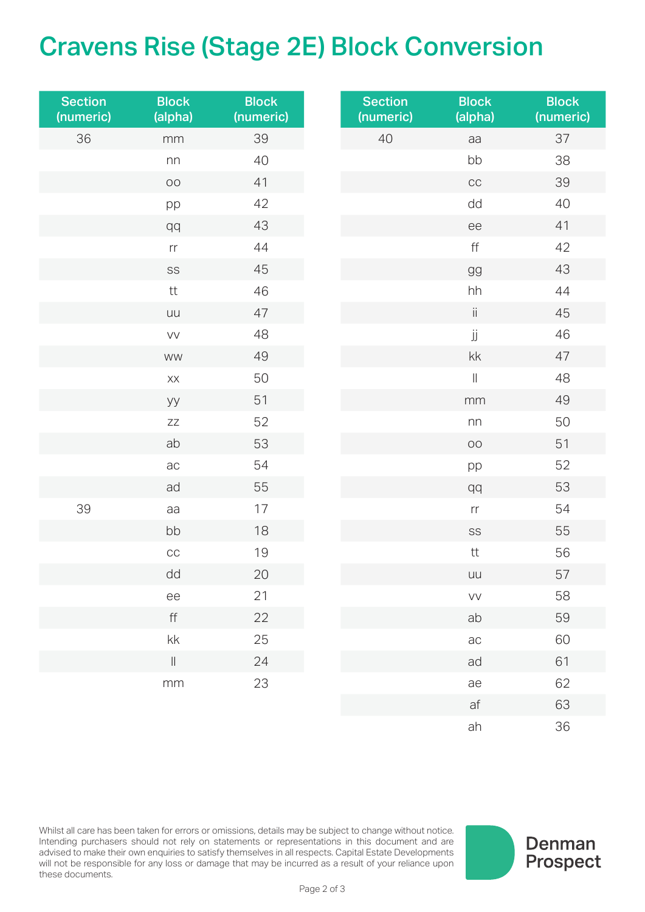# Cravens Rise (Stage 2E) Block Conversion

| Section (numeric) | Block (alpha) | Block (numeric) |
|---|---|---|
| 36 | mm | 39 |
| | nn | 40 |
| | oo | 41 |
| | pp | 42 |
| | qq | 43 |
| | rr | 44 |
| | ss | 45 |
| | tt | 46 |
| | uu | 47 |
| | vv | 48 |
| | ww | 49 |
| | xx | 50 |
| | yy | 51 |
| | zz | 52 |
| | ab | 53 |
| | ac | 54 |
| | ad | 55 |
| 39 | aa | 17 |
| | bb | 18 |
| | cc | 19 |
| | dd | 20 |
| | ee | 21 |
| | ff | 22 |
| | kk | 25 |
| | ll | 24 |
| | mm | 23 |

| Section (numeric) | Block (alpha) | Block (numeric) |
|---|---|---|
| 40 | aa | 37 |
| | bb | 38 |
| | cc | 39 |
| | dd | 40 |
| | ee | 41 |
| | ff | 42 |
| | gg | 43 |
| | hh | 44 |
| | ii | 45 |
| | jj | 46 |
| | kk | 47 |
| | ll | 48 |
| | mm | 49 |
| | nn | 50 |
| | oo | 51 |
| | pp | 52 |
| | qq | 53 |
| | rr | 54 |
| | ss | 55 |
| | tt | 56 |
| | uu | 57 |
| | vv | 58 |
| | ab | 59 |
| | ac | 60 |
| | ad | 61 |
| | ae | 62 |
| | af | 63 |
| | ah | 36 |

Whilst all care has been taken for errors or omissions, details may be subject to change without notice. Intending purchasers should not rely on statements or representations in this document and are advised to make their own enquiries to satisfy themselves in all respects. Capital Estate Developments will not be responsible for any loss or damage that may be incurred as a result of your reliance upon these documents.

Denman Prospect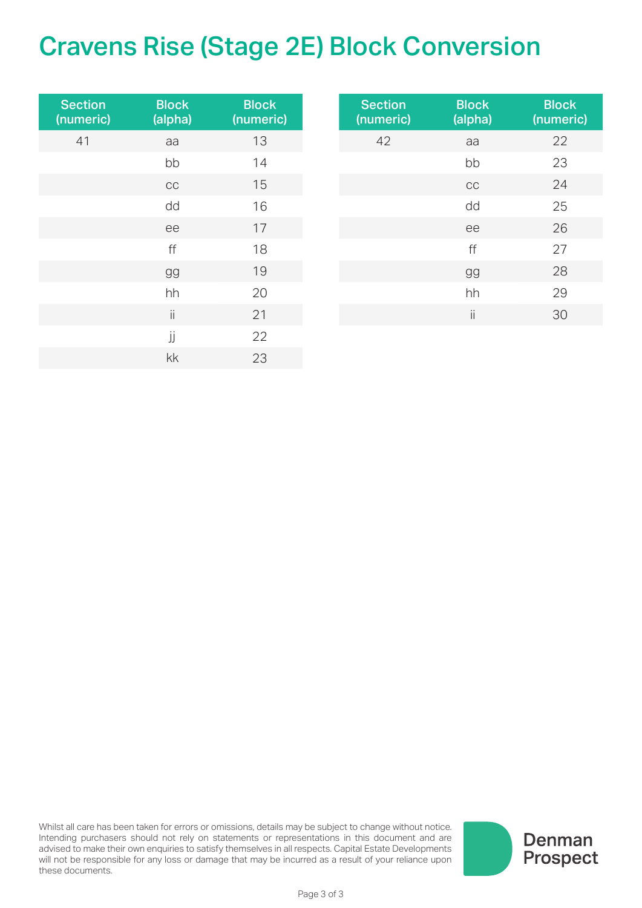# Cravens Rise (Stage 2E) Block Conversion

| Section (numeric) | Block (alpha) | Block (numeric) |
|---|---|---|
| 41 | aa | 13 |
| | bb | 14 |
| | cc | 15 |
| | dd | 16 |
| | ee | 17 |
| | ff | 18 |
| | gg | 19 |
| | hh | 20 |
| | ii | 21 |
| | jj | 22 |
| | kk | 23 |

| Section (numeric) | Block (alpha) | Block (numeric) |
|---|---|---|
| 42 | aa | 22 |
| | bb | 23 |
| | cc | 24 |
| | dd | 25 |
| | ee | 26 |
| | ff | 27 |
| | gg | 28 |
| | hh | 29 |
| | ii | 30 |

Whilst all care has been taken for errors or omissions, details may be subject to change without notice. Intending purchasers should not rely on statements or representations in this document and are advised to make their own enquiries to satisfy themselves in all respects. Capital Estate Developments will not be responsible for any loss or damage that may be incurred as a result of your reliance upon these documents.

Denman Prospect